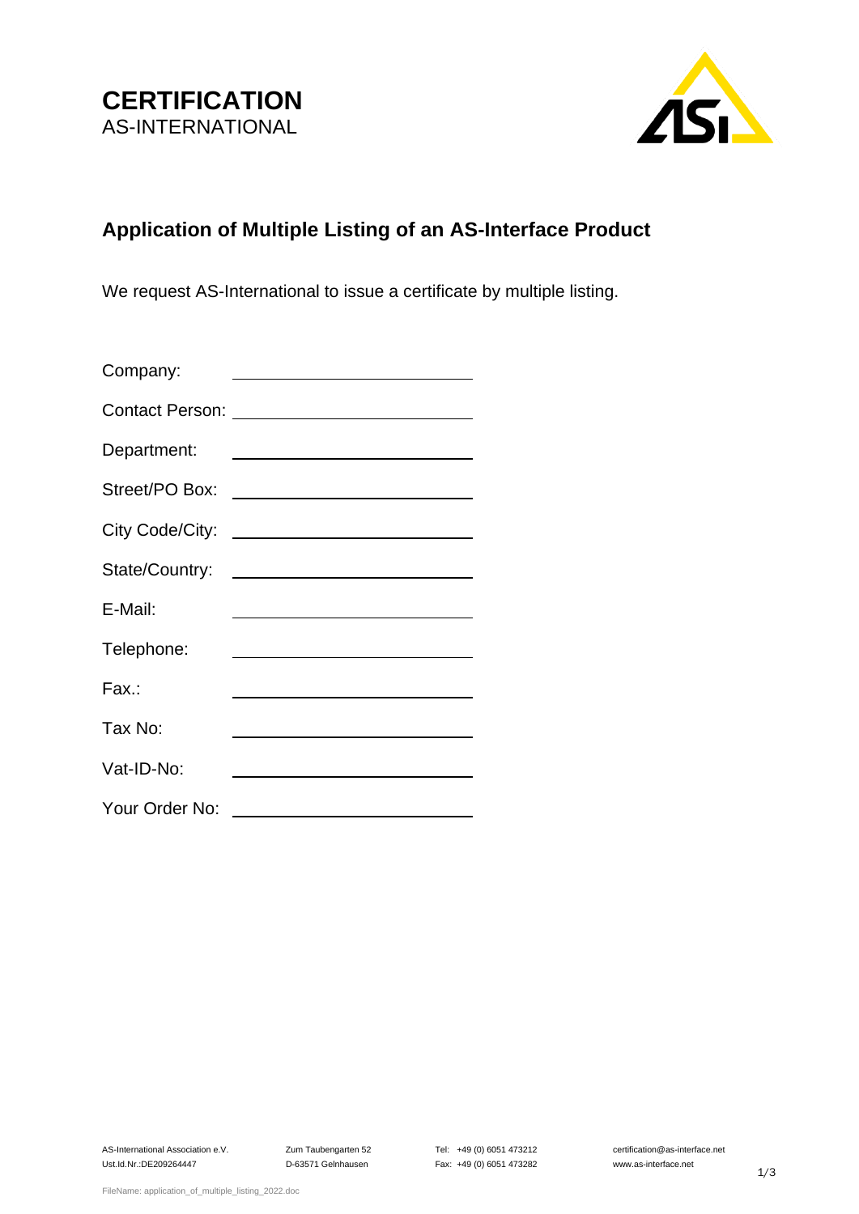**CERTIFICATION**
AS-INTERNATIONAL

## Application of Multiple Listing of an AS-Interface Product

We request AS-International to issue a certificate by multiple listing.

Company: ______________________

Contact Person: ______________________

Department: ______________________

Street/PO Box: ______________________

City Code/City: ______________________

State/Country: ______________________

E-Mail: ______________________

Telephone: ______________________

Fax.: ______________________

Tax No: ______________________

Vat-ID-No: ______________________

Your Order No: ______________________

AS-International Association e.V.
Ust.Id.Nr.:DE209264447

Zum Taubengarten 52
D-63571 Gelnhausen

Tel: +49 (0) 6051 473212
Fax: +49 (0) 6051 473282

certification@as-interface.net
www.as-interface.net

FileName: application_of_multiple_listing_2022.doc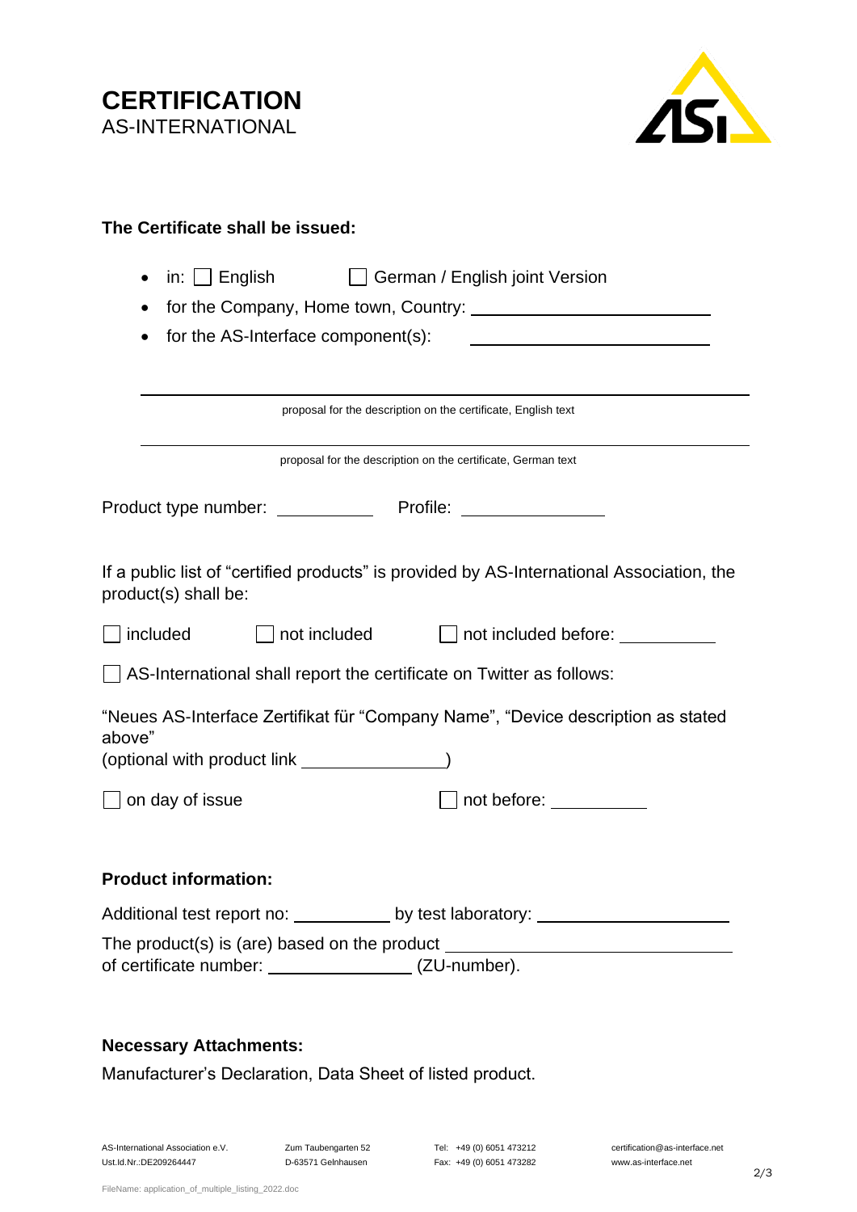**CERTIFICATION**
AS-INTERNATIONAL

### The Certificate shall be issued:

- in: ☐ English ☐ German / English joint Version
- for the Company, Home town, Country: ____________________
- for the AS-Interface component(s): ____________________

____________________
proposal for the description on the certificate, English text

____________________
proposal for the description on the certificate, German text

Product type number: __________ Profile: ______________

If a public list of "certified products" is provided by AS-International Association, the product(s) shall be:

☐ included ☐ not included ☐ not included before: __________

☐ AS-International shall report the certificate on Twitter as follows:

"Neues AS-Interface Zertifikat für "Company Name", "Device description as stated above"
(optional with product link ______________)

☐ on day of issue ☐ not before: __________

### Product information:

Additional test report no: __________ by test laboratory: ____________________

The product(s) is (are) based on the product ____________________
of certificate number: ______________ (ZU-number).

### Necessary Attachments:

Manufacturer's Declaration, Data Sheet of listed product.

AS-International Association e.V. | Zum Taubengarten 52 | Tel: +49 (0) 6051 473212 | certification@as-interface.net
Ust.Id.Nr.:DE209264447 | D-63571 Gelnhausen | Fax: +49 (0) 6051 473282 | www.as-interface.net

FileName: application_of_multiple_listing_2022.doc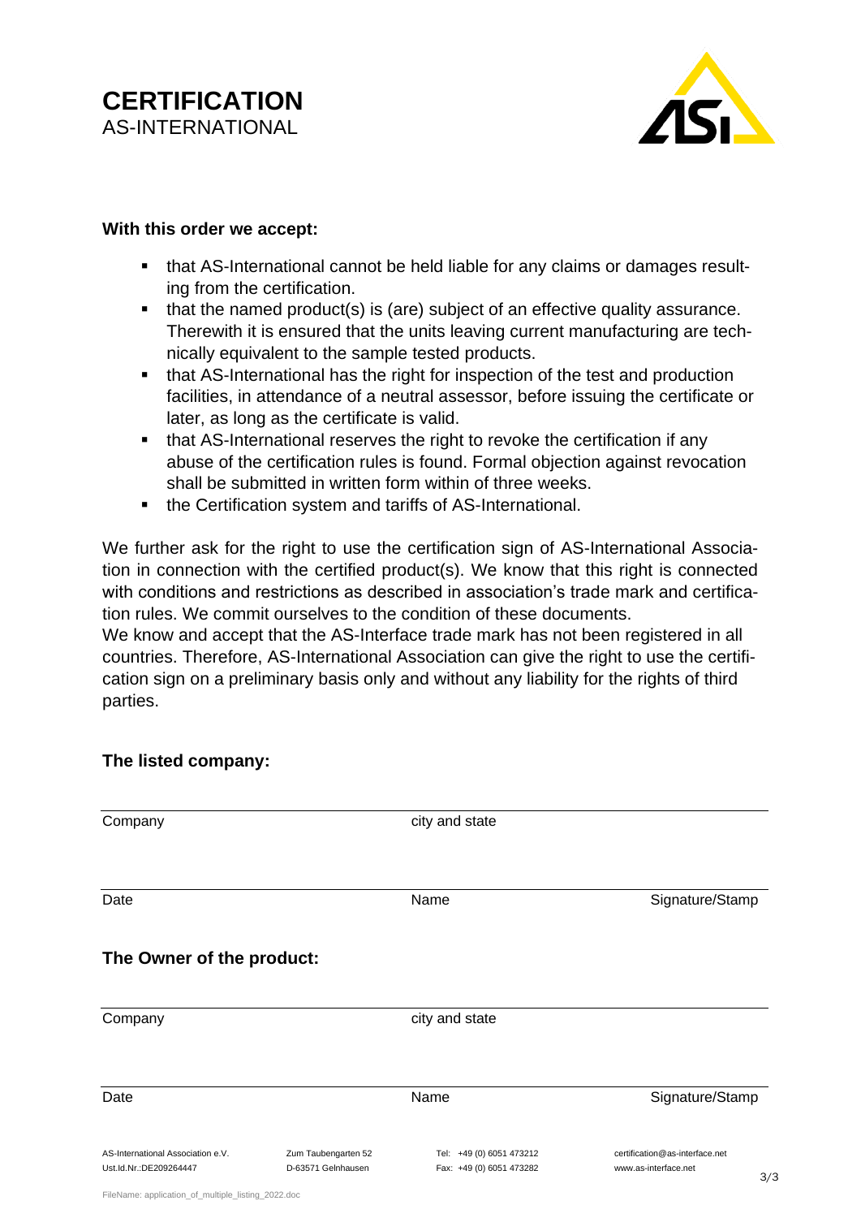# CERTIFICATION

AS-INTERNATIONAL

**With this order we accept:**

- that AS-International cannot be held liable for any claims or damages resulting from the certification.
- that the named product(s) is (are) subject of an effective quality assurance. Therewith it is ensured that the units leaving current manufacturing are technically equivalent to the sample tested products.
- that AS-International has the right for inspection of the test and production facilities, in attendance of a neutral assessor, before issuing the certificate or later, as long as the certificate is valid.
- that AS-International reserves the right to revoke the certification if any abuse of the certification rules is found. Formal objection against revocation shall be submitted in written form within of three weeks.
- the Certification system and tariffs of AS-International.

We further ask for the right to use the certification sign of AS-International Association in connection with the certified product(s). We know that this right is connected with conditions and restrictions as described in association's trade mark and certification rules. We commit ourselves to the condition of these documents.
We know and accept that the AS-Interface trade mark has not been registered in all countries. Therefore, AS-International Association can give the right to use the certification sign on a preliminary basis only and without any liability for the rights of third parties.

**The listed company:**

| | | |
|---|---|---|
| Company | city and state | |
| Date | Name | Signature/Stamp |

**The Owner of the product:**

| | | |
|---|---|---|
| Company | city and state | |
| Date | Name | Signature/Stamp |

AS-International Association e.V. Ust.Id.Nr.:DE209264447 | Zum Taubengarten 52 D-63571 Gelnhausen | Tel: +49 (0) 6051 473212 Fax: +49 (0) 6051 473282 | certification@as-interface.net www.as-interface.net

FileName: application_of_multiple_listing_2022.doc